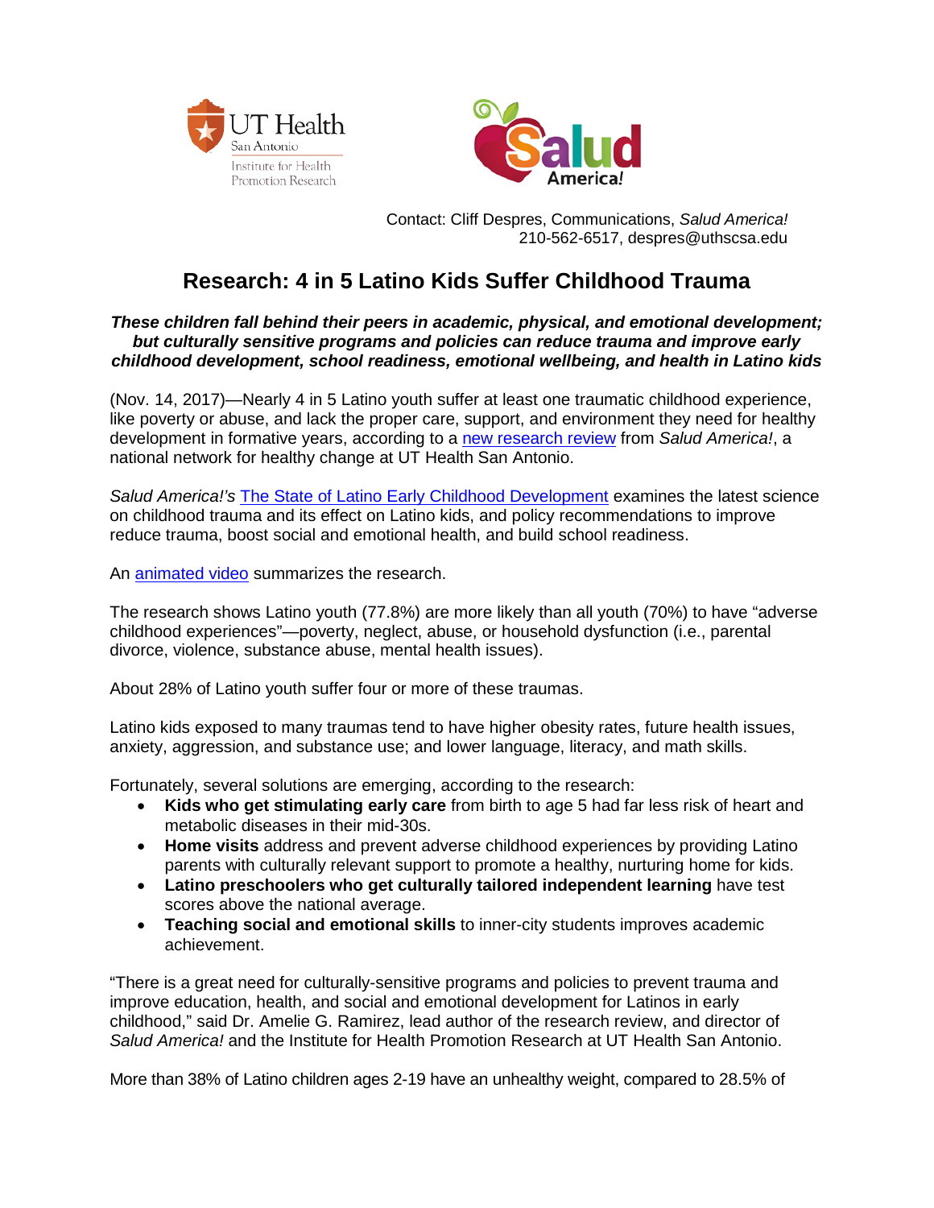UT Health San Antonio Institute for Health Promotion Research

Salud America!

Contact: Cliff Despres, Communications, *Salud America!*
210-562-6517, despres@uthscsa.edu

# Research: 4 in 5 Latino Kids Suffer Childhood Trauma

***These children fall behind their peers in academic, physical, and emotional development; but culturally sensitive programs and policies can reduce trauma and improve early childhood development, school readiness, emotional wellbeing, and health in Latino kids***

(Nov. 14, 2017)—Nearly 4 in 5 Latino youth suffer at least one traumatic childhood experience, like poverty or abuse, and lack the proper care, support, and environment they need for healthy development in formative years, according to a new research review from *Salud America!*, a national network for healthy change at UT Health San Antonio.

*Salud America!'s* The State of Latino Early Childhood Development examines the latest science on childhood trauma and its effect on Latino kids, and policy recommendations to improve reduce trauma, boost social and emotional health, and build school readiness.

An animated video summarizes the research.

The research shows Latino youth (77.8%) are more likely than all youth (70%) to have "adverse childhood experiences"—poverty, neglect, abuse, or household dysfunction (i.e., parental divorce, violence, substance abuse, mental health issues).

About 28% of Latino youth suffer four or more of these traumas.

Latino kids exposed to many traumas tend to have higher obesity rates, future health issues, anxiety, aggression, and substance use; and lower language, literacy, and math skills.

Fortunately, several solutions are emerging, according to the research:

- **Kids who get stimulating early care** from birth to age 5 had far less risk of heart and metabolic diseases in their mid-30s.
- **Home visits** address and prevent adverse childhood experiences by providing Latino parents with culturally relevant support to promote a healthy, nurturing home for kids.
- **Latino preschoolers who get culturally tailored independent learning** have test scores above the national average.
- **Teaching social and emotional skills** to inner-city students improves academic achievement.

"There is a great need for culturally-sensitive programs and policies to prevent trauma and improve education, health, and social and emotional development for Latinos in early childhood," said Dr. Amelie G. Ramirez, lead author of the research review, and director of *Salud America!* and the Institute for Health Promotion Research at UT Health San Antonio.

More than 38% of Latino children ages 2-19 have an unhealthy weight, compared to 28.5% of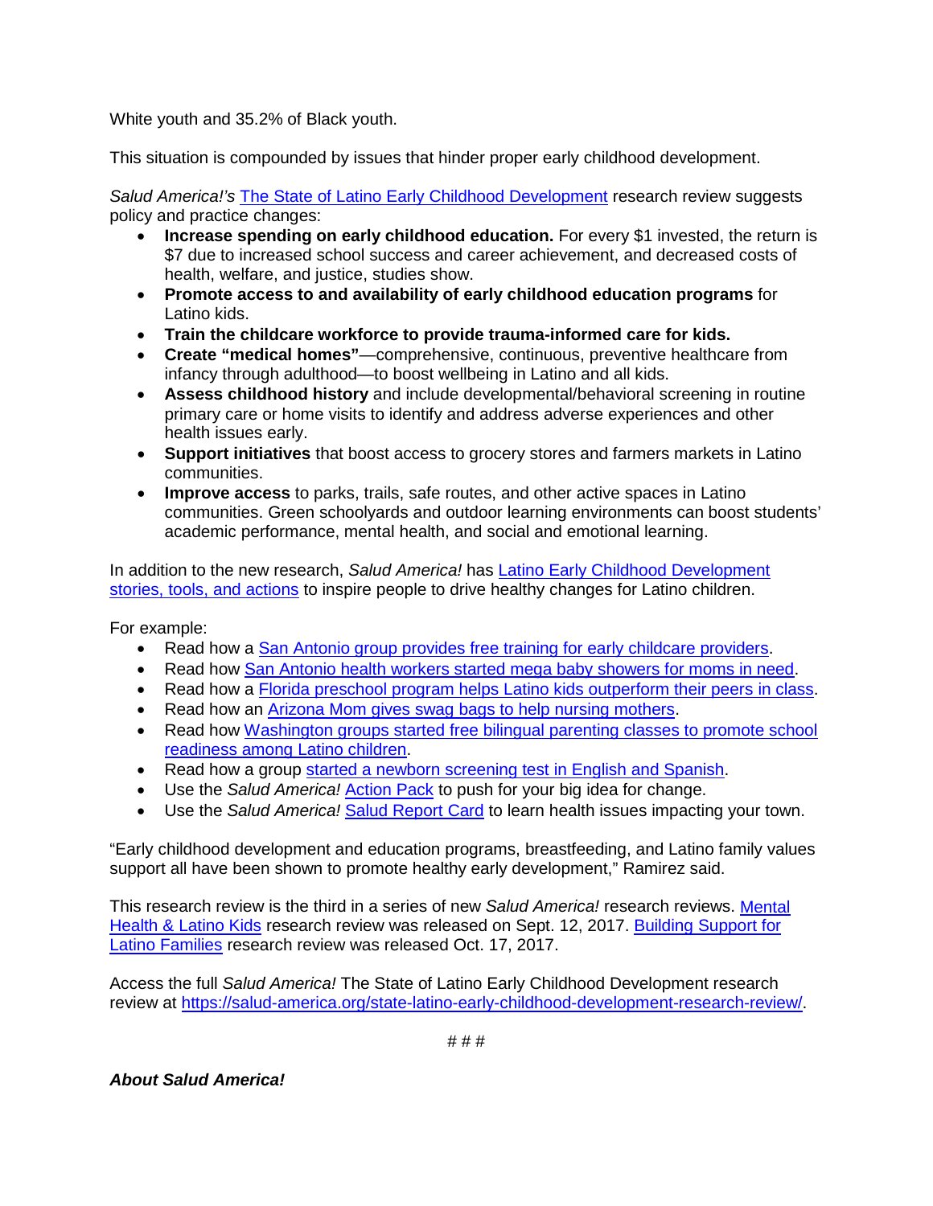White youth and 35.2% of Black youth.

This situation is compounded by issues that hinder proper early childhood development.

*Salud America!'s* The State of Latino Early Childhood Development research review suggests policy and practice changes:

- **Increase spending on early childhood education.** For every $1 invested, the return is $7 due to increased school success and career achievement, and decreased costs of health, welfare, and justice, studies show.
- **Promote access to and availability of early childhood education programs** for Latino kids.
- **Train the childcare workforce to provide trauma-informed care for kids.**
- **Create "medical homes"**—comprehensive, continuous, preventive healthcare from infancy through adulthood—to boost wellbeing in Latino and all kids.
- **Assess childhood history** and include developmental/behavioral screening in routine primary care or home visits to identify and address adverse experiences and other health issues early.
- **Support initiatives** that boost access to grocery stores and farmers markets in Latino communities.
- **Improve access** to parks, trails, safe routes, and other active spaces in Latino communities. Green schoolyards and outdoor learning environments can boost students' academic performance, mental health, and social and emotional learning.

In addition to the new research, *Salud America!* has Latino Early Childhood Development stories, tools, and actions to inspire people to drive healthy changes for Latino children.

For example:

- Read how a San Antonio group provides free training for early childcare providers.
- Read how San Antonio health workers started mega baby showers for moms in need.
- Read how a Florida preschool program helps Latino kids outperform their peers in class.
- Read how an Arizona Mom gives swag bags to help nursing mothers.
- Read how Washington groups started free bilingual parenting classes to promote school readiness among Latino children.
- Read how a group started a newborn screening test in English and Spanish.
- Use the *Salud America!* Action Pack to push for your big idea for change.
- Use the *Salud America!* Salud Report Card to learn health issues impacting your town.

"Early childhood development and education programs, breastfeeding, and Latino family values support all have been shown to promote healthy early development," Ramirez said.

This research review is the third in a series of new *Salud America!* research reviews. Mental Health & Latino Kids research review was released on Sept. 12, 2017. Building Support for Latino Families research review was released Oct. 17, 2017.

Access the full *Salud America!* The State of Latino Early Childhood Development research review at https://salud-america.org/state-latino-early-childhood-development-research-review/.

# # #

***About Salud America!***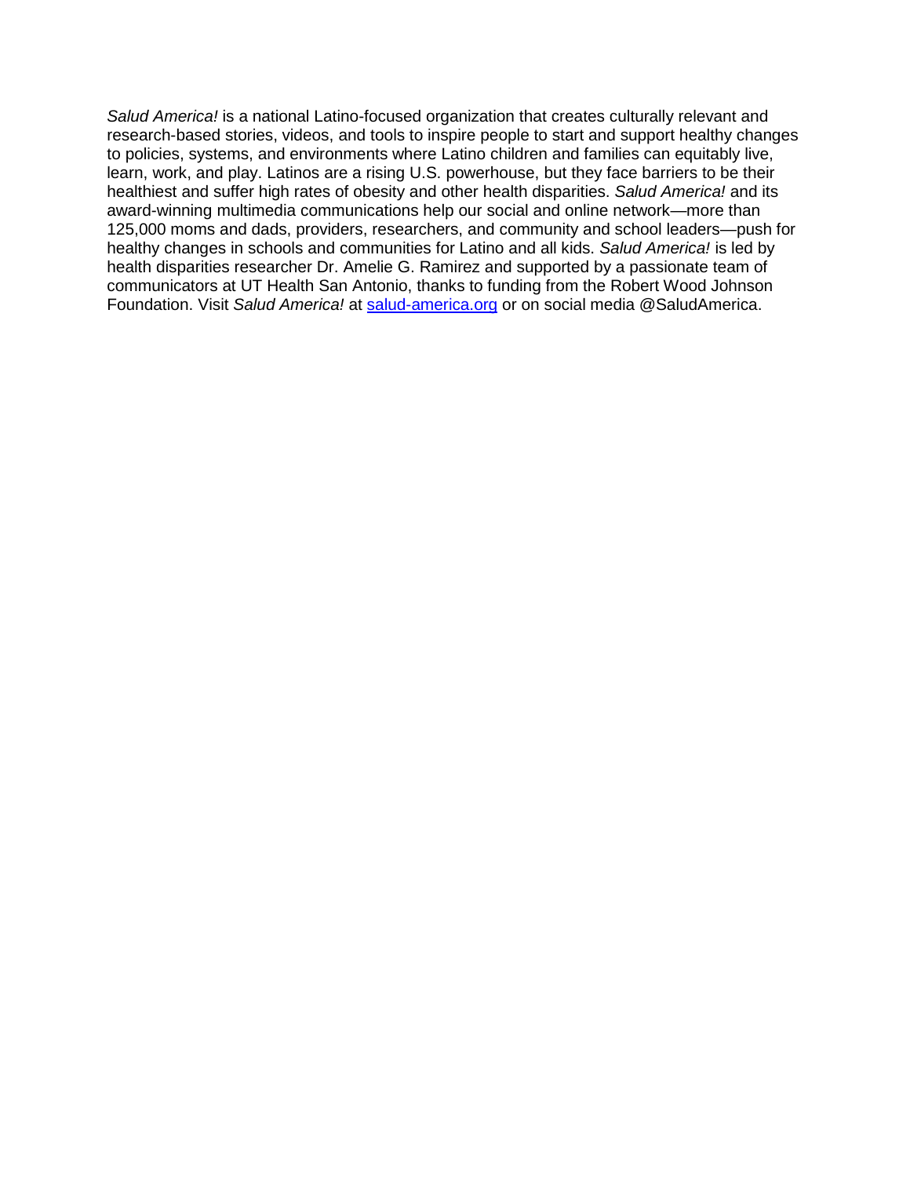*Salud America!* is a national Latino-focused organization that creates culturally relevant and research-based stories, videos, and tools to inspire people to start and support healthy changes to policies, systems, and environments where Latino children and families can equitably live, learn, work, and play. Latinos are a rising U.S. powerhouse, but they face barriers to be their healthiest and suffer high rates of obesity and other health disparities. *Salud America!* and its award-winning multimedia communications help our social and online network—more than 125,000 moms and dads, providers, researchers, and community and school leaders—push for healthy changes in schools and communities for Latino and all kids. *Salud America!* is led by health disparities researcher Dr. Amelie G. Ramirez and supported by a passionate team of communicators at UT Health San Antonio, thanks to funding from the Robert Wood Johnson Foundation. Visit *Salud America!* at [salud-america.org](https://salud-america.org) or on social media @SaludAmerica.